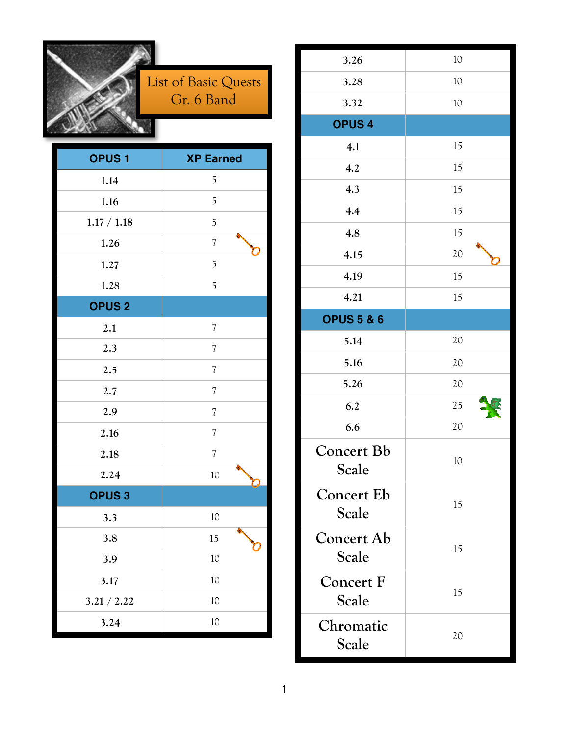# List of Basic Quests Gr. 6 Band

| OPUS 1 | XP Earned |
| --- | --- |
| 1.14 | 5 |
| 1.16 | 5 |
| 1.17 / 1.18 | 5 |
| 1.26 | 7 |
| 1.27 | 5 |
| 1.28 | 5 |
| **OPUS 2** | |
| 2.1 | 7 |
| 2.3 | 7 |
| 2.5 | 7 |
| 2.7 | 7 |
| 2.9 | 7 |
| 2.16 | 7 |
| 2.18 | 7 |
| 2.24 | 10 |
| **OPUS 3** | |
| 3.3 | 10 |
| 3.8 | 15 |
| 3.9 | 10 |
| 3.17 | 10 |
| 3.21 / 2.22 | 10 |
| 3.24 | 10 |
| 3.26 | 10 |
| 3.28 | 10 |
| 3.32 | 10 |
| **OPUS 4** | |
| 4.1 | 15 |
| 4.2 | 15 |
| 4.3 | 15 |
| 4.4 | 15 |
| 4.8 | 15 |
| 4.15 | 20 |
| 4.19 | 15 |
| 4.21 | 15 |
| **OPUS 5 & 6** | |
| 5.14 | 20 |
| 5.16 | 20 |
| 5.26 | 20 |
| 6.2 | 25 |
| 6.6 | 20 |
| Concert Bb Scale | 10 |
| Concert Eb Scale | 15 |
| Concert Ab Scale | 15 |
| Concert F Scale | 15 |
| Chromatic Scale | 20 |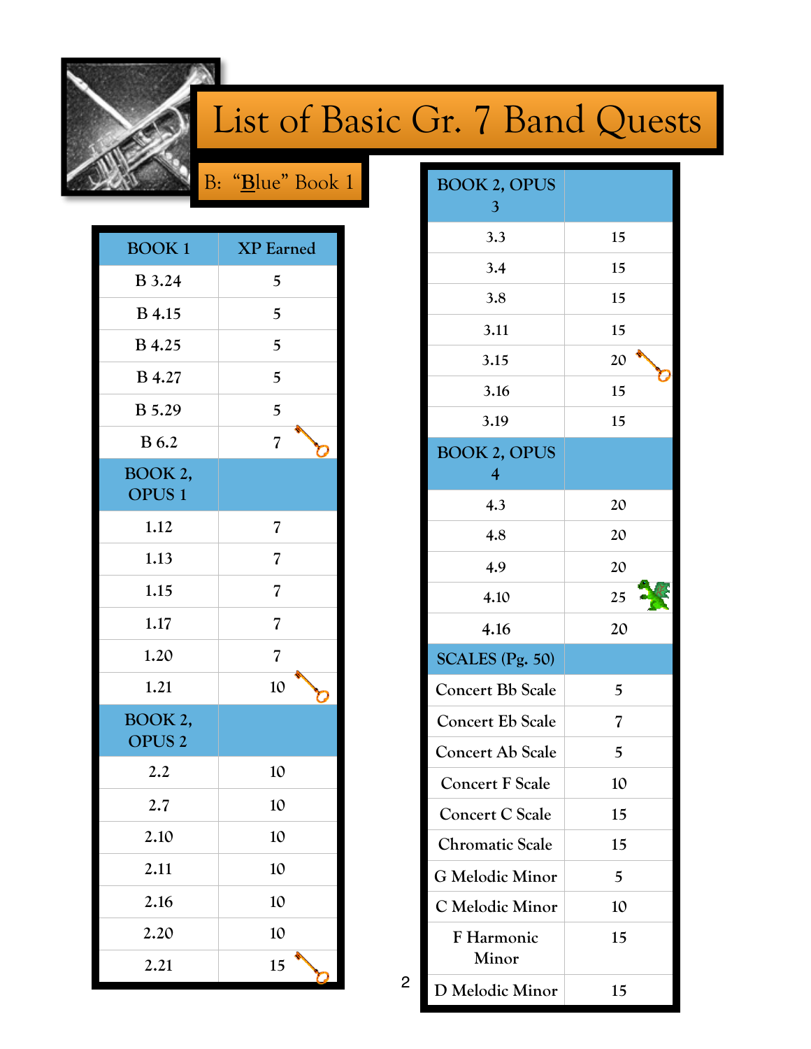# List of Basic Gr. 7 Band Quests

## B: "Blue" Book 1

| BOOK 1 | XP Earned |
|---|---|
| B 3.24 | 5 |
| B 4.15 | 5 |
| B 4.25 | 5 |
| B 4.27 | 5 |
| B 5.29 | 5 |
| B 6.2 | 7 |
| **BOOK 2, OPUS 1** | |
| 1.12 | 7 |
| 1.13 | 7 |
| 1.15 | 7 |
| 1.17 | 7 |
| 1.20 | 7 |
| 1.21 | 10 |
| **BOOK 2, OPUS 2** | |
| 2.2 | 10 |
| 2.7 | 10 |
| 2.10 | 10 |
| 2.11 | 10 |
| 2.16 | 10 |
| 2.20 | 10 |
| 2.21 | 15 |

| BOOK 2, OPUS 3 | |
|---|---|
| 3.3 | 15 |
| 3.4 | 15 |
| 3.8 | 15 |
| 3.11 | 15 |
| 3.15 | 20 |
| 3.16 | 15 |
| 3.19 | 15 |
| **BOOK 2, OPUS 4** | |
| 4.3 | 20 |
| 4.8 | 20 |
| 4.9 | 20 |
| 4.10 | 25 |
| 4.16 | 20 |
| **SCALES (Pg. 50)** | |
| Concert Bb Scale | 5 |
| Concert Eb Scale | 7 |
| Concert Ab Scale | 5 |
| Concert F Scale | 10 |
| Concert C Scale | 15 |
| Chromatic Scale | 15 |
| G Melodic Minor | 5 |
| C Melodic Minor | 10 |
| F Harmonic Minor | 15 |
| D Melodic Minor | 15 |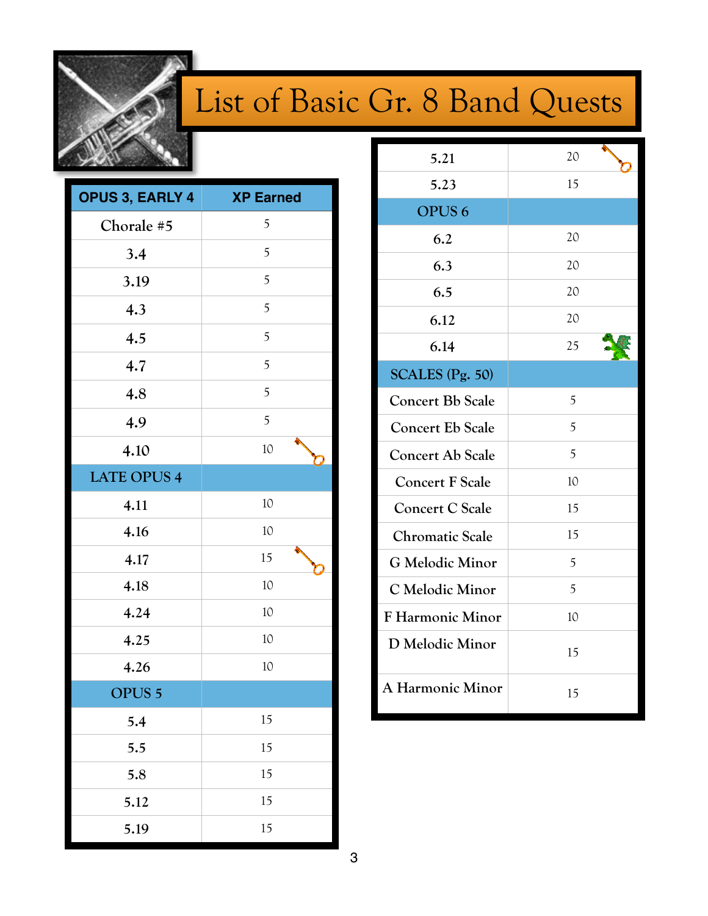# List of Basic Gr. 8 Band Quests

| OPUS 3, EARLY 4 | XP Earned |
| --- | --- |
| Chorale #5 | 5 |
| 3.4 | 5 |
| 3.19 | 5 |
| 4.3 | 5 |
| 4.5 | 5 |
| 4.7 | 5 |
| 4.8 | 5 |
| 4.9 | 5 |
| 4.10 | 10 |
| LATE OPUS 4 | |
| 4.11 | 10 |
| 4.16 | 10 |
| 4.17 | 15 |
| 4.18 | 10 |
| 4.24 | 10 |
| 4.25 | 10 |
| 4.26 | 10 |
| OPUS 5 | |
| 5.4 | 15 |
| 5.5 | 15 |
| 5.8 | 15 |
| 5.12 | 15 |
| 5.19 | 15 |
| 5.21 | 20 |
| 5.23 | 15 |
| OPUS 6 | |
| 6.2 | 20 |
| 6.3 | 20 |
| 6.5 | 20 |
| 6.12 | 20 |
| 6.14 | 25 |
| SCALES (Pg. 50) | |
| Concert Bb Scale | 5 |
| Concert Eb Scale | 5 |
| Concert Ab Scale | 5 |
| Concert F Scale | 10 |
| Concert C Scale | 15 |
| Chromatic Scale | 15 |
| G Melodic Minor | 5 |
| C Melodic Minor | 5 |
| F Harmonic Minor | 10 |
| D Melodic Minor | 15 |
| A Harmonic Minor | 15 |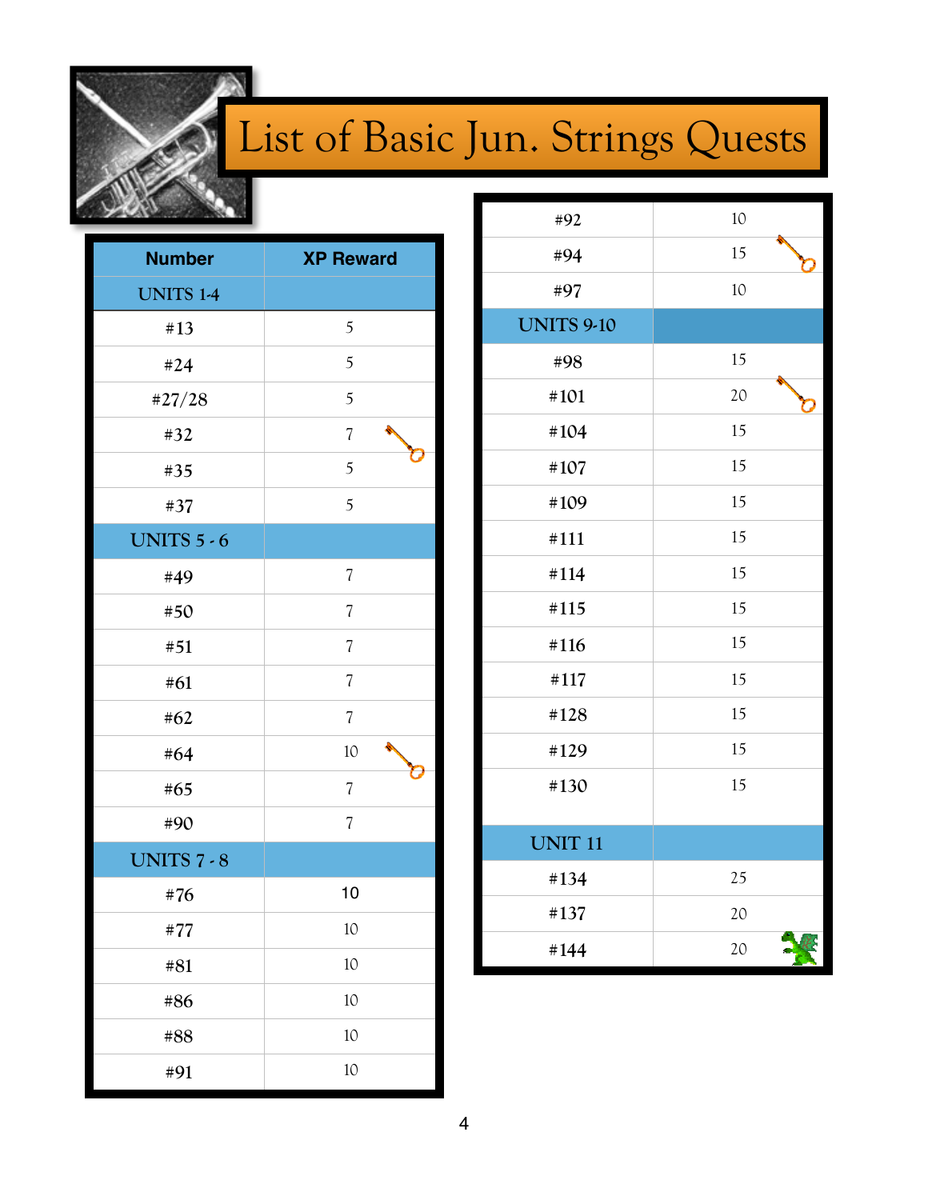# List of Basic Jun. Strings Quests

| Number | XP Reward |
|---|---|
| UNITS 1-4 | |
| #13 | 5 |
| #24 | 5 |
| #27/28 | 5 |
| #32 | 7 |
| #35 | 5 |
| #37 | 5 |
| UNITS 5 - 6 | |
| #49 | 7 |
| #50 | 7 |
| #51 | 7 |
| #61 | 7 |
| #62 | 7 |
| #64 | 10 |
| #65 | 7 |
| #90 | 7 |
| UNITS 7 - 8 | |
| #76 | 10 |
| #77 | 10 |
| #81 | 10 |
| #86 | 10 |
| #88 | 10 |
| #91 | 10 |
| #92 | 10 |
| #94 | 15 |
| #97 | 10 |
| UNITS 9-10 | |
| #98 | 15 |
| #101 | 20 |
| #104 | 15 |
| #107 | 15 |
| #109 | 15 |
| #111 | 15 |
| #114 | 15 |
| #115 | 15 |
| #116 | 15 |
| #117 | 15 |
| #128 | 15 |
| #129 | 15 |
| #130 | 15 |
| UNIT 11 | |
| #134 | 25 |
| #137 | 20 |
| #144 | 20 |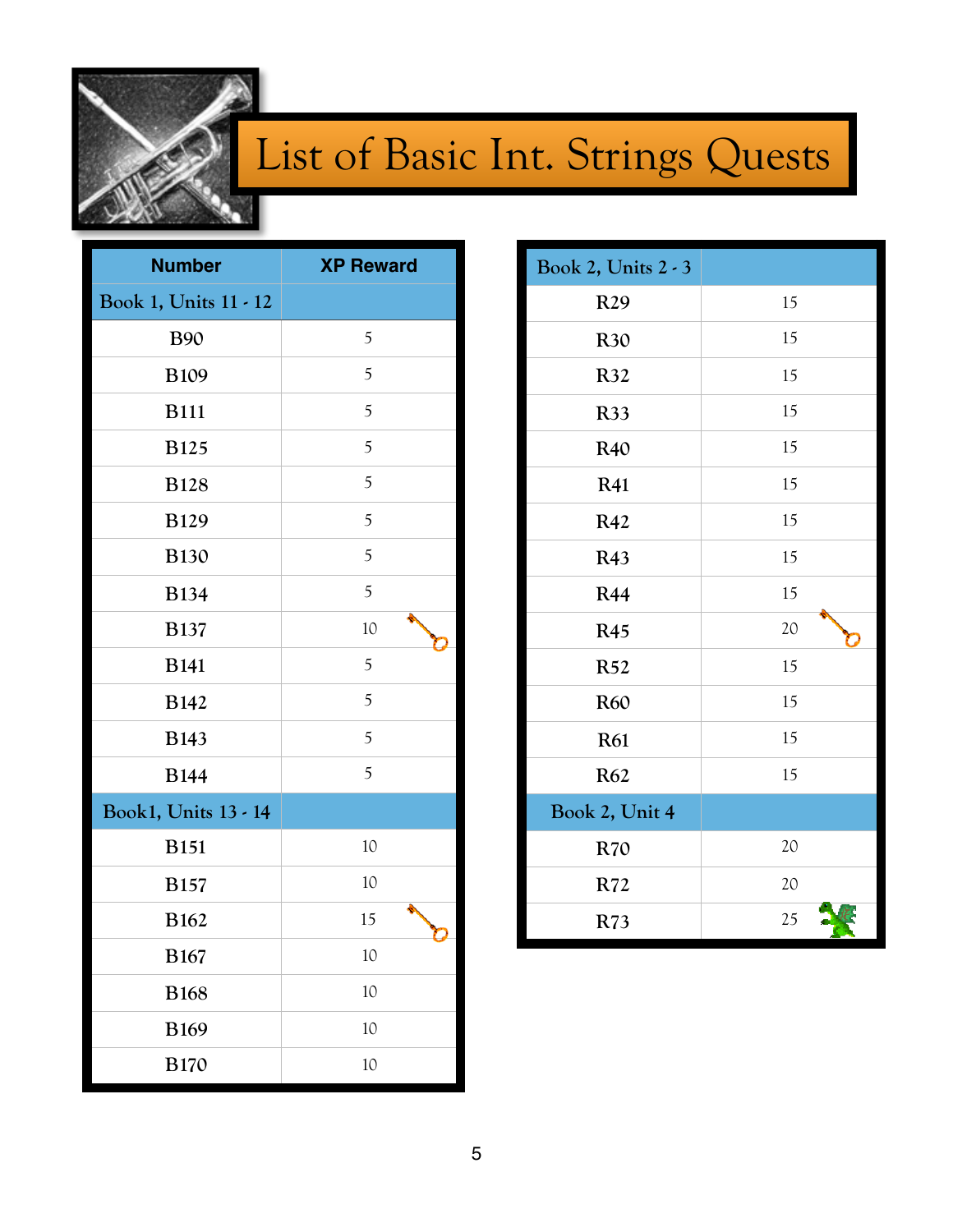# List of Basic Int. Strings Quests

| Number | XP Reward |
|---|---|
| Book 1, Units 11 - 12 | |
| B90 | 5 |
| B109 | 5 |
| B111 | 5 |
| B125 | 5 |
| B128 | 5 |
| B129 | 5 |
| B130 | 5 |
| B134 | 5 |
| B137 | 10 |
| B141 | 5 |
| B142 | 5 |
| B143 | 5 |
| B144 | 5 |
| Book1, Units 13 - 14 | |
| B151 | 10 |
| B157 | 10 |
| B162 | 15 |
| B167 | 10 |
| B168 | 10 |
| B169 | 10 |
| B170 | 10 |

| Book 2, Units 2 - 3 | |
|---|---|
| R29 | 15 |
| R30 | 15 |
| R32 | 15 |
| R33 | 15 |
| R40 | 15 |
| R41 | 15 |
| R42 | 15 |
| R43 | 15 |
| R44 | 15 |
| R45 | 20 |
| R52 | 15 |
| R60 | 15 |
| R61 | 15 |
| R62 | 15 |
| Book 2, Unit 4 | |
| R70 | 20 |
| R72 | 20 |
| R73 | 25 |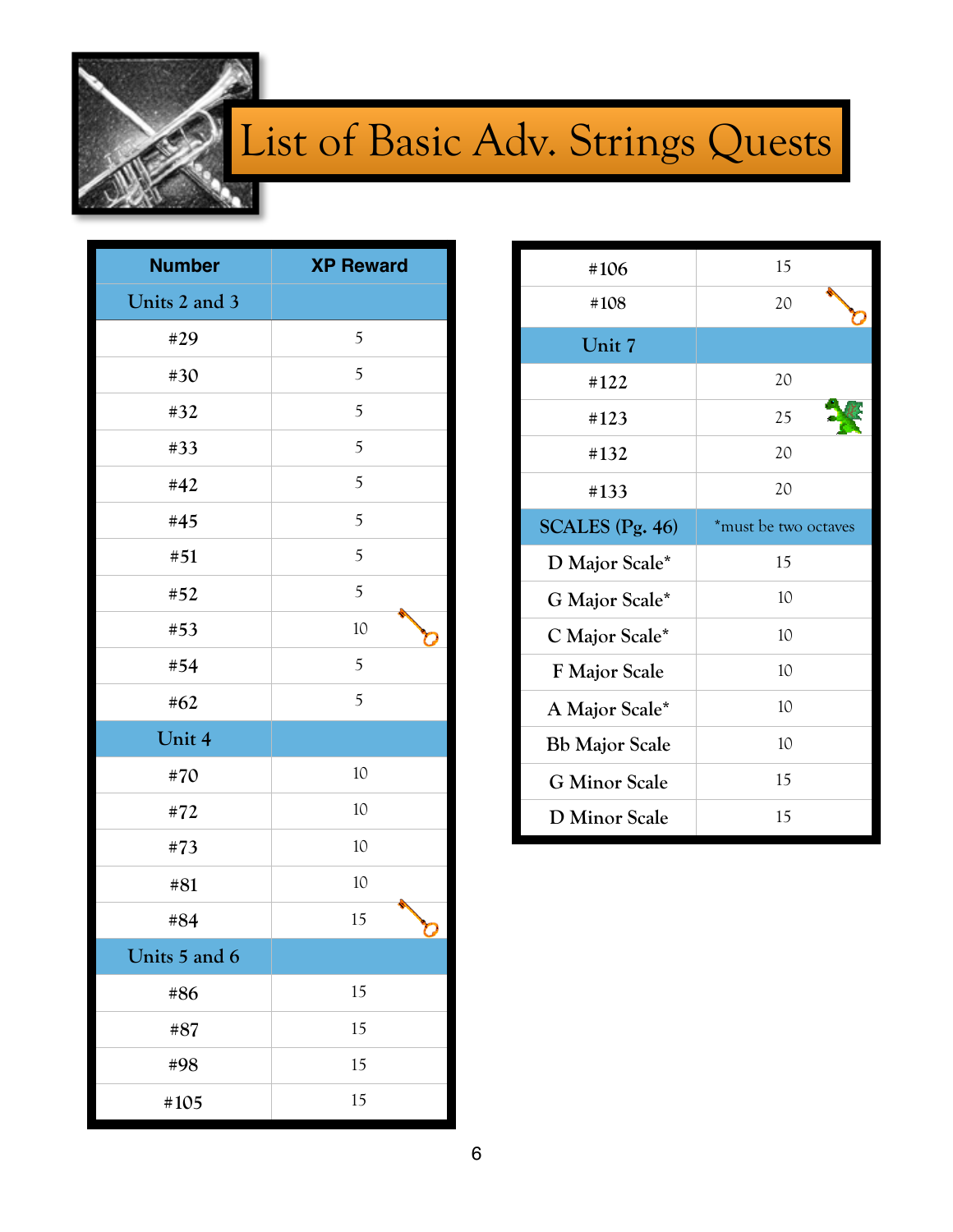# List of Basic Adv. Strings Quests

| Number | XP Reward |
|---|---|
| Units 2 and 3 | |
| #29 | 5 |
| #30 | 5 |
| #32 | 5 |
| #33 | 5 |
| #42 | 5 |
| #45 | 5 |
| #51 | 5 |
| #52 | 5 |
| #53 | 10 |
| #54 | 5 |
| #62 | 5 |
| Unit 4 | |
| #70 | 10 |
| #72 | 10 |
| #73 | 10 |
| #81 | 10 |
| #84 | 15 |
| Units 5 and 6 | |
| #86 | 15 |
| #87 | 15 |
| #98 | 15 |
| #105 | 15 |
| #106 | 15 |
| #108 | 20 |
| Unit 7 | |
| #122 | 20 |
| #123 | 25 |
| #132 | 20 |
| #133 | 20 |
| SCALES (Pg. 46) | *must be two octaves |
| D Major Scale* | 15 |
| G Major Scale* | 10 |
| C Major Scale* | 10 |
| F Major Scale | 10 |
| A Major Scale* | 10 |
| Bb Major Scale | 10 |
| G Minor Scale | 15 |
| D Minor Scale | 15 |